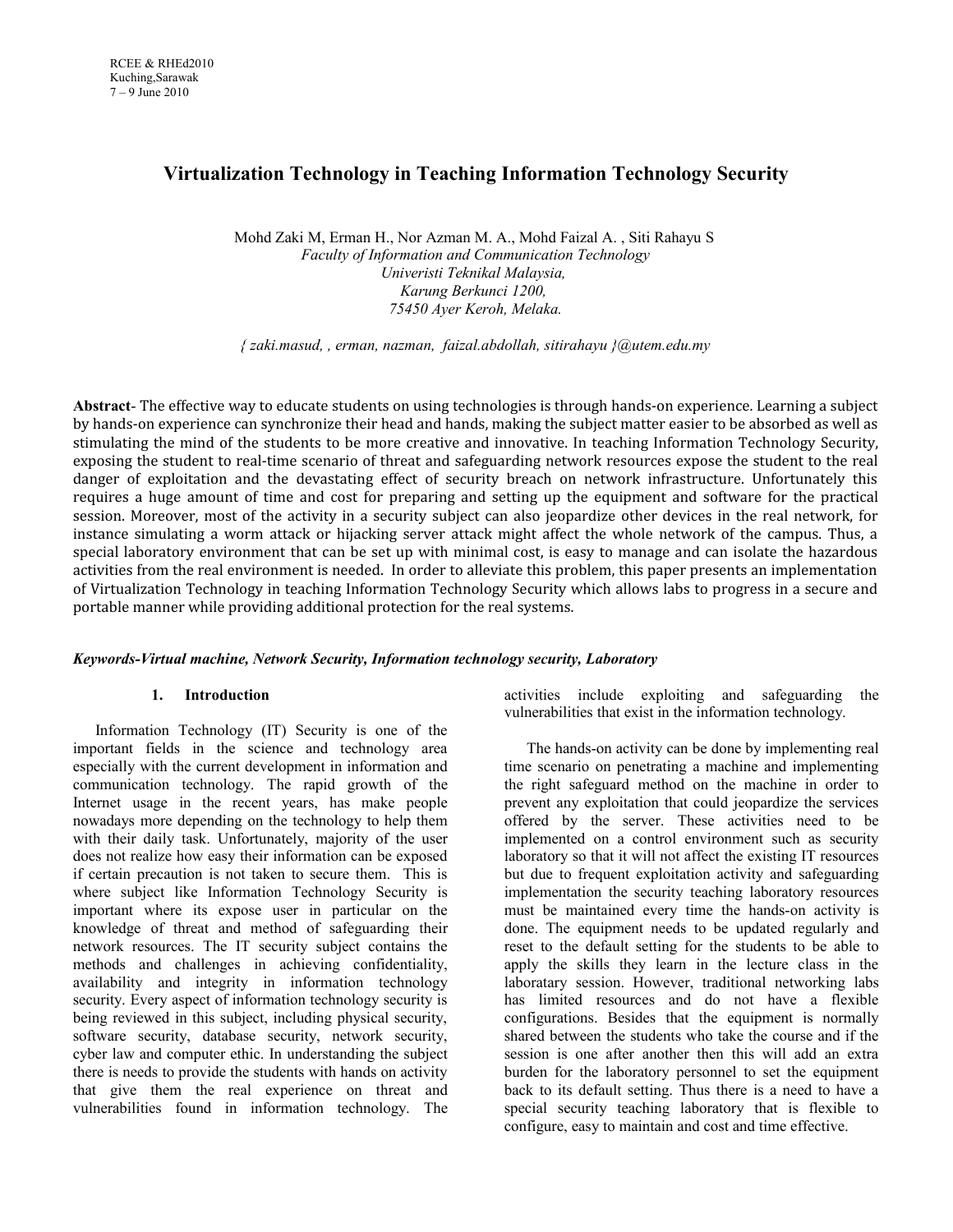RCEE & RHEd2010
Kuching,Sarawak
7 – 9 June 2010

# Virtualization Technology in Teaching Information Technology Security

Mohd Zaki M, Erman H., Nor Azman M. A., Mohd Faizal A. , Siti Rahayu S
*Faculty of Information and Communication Technology*
*Univeristi Teknikal Malaysia,*
*Karung Berkunci 1200,*
*75450 Ayer Keroh, Melaka.*

*{ zaki.masud, , erman, nazman, faizal.abdollah, sitirahayu }@utem.edu.my*

**Abstract**- The effective way to educate students on using technologies is through hands-on experience. Learning a subject by hands-on experience can synchronize their head and hands, making the subject matter easier to be absorbed as well as stimulating the mind of the students to be more creative and innovative. In teaching Information Technology Security, exposing the student to real-time scenario of threat and safeguarding network resources expose the student to the real danger of exploitation and the devastating effect of security breach on network infrastructure. Unfortunately this requires a huge amount of time and cost for preparing and setting up the equipment and software for the practical session. Moreover, most of the activity in a security subject can also jeopardize other devices in the real network, for instance simulating a worm attack or hijacking server attack might affect the whole network of the campus. Thus, a special laboratory environment that can be set up with minimal cost, is easy to manage and can isolate the hazardous activities from the real environment is needed. In order to alleviate this problem, this paper presents an implementation of Virtualization Technology in teaching Information Technology Security which allows labs to progress in a secure and portable manner while providing additional protection for the real systems.

***Keywords-Virtual machine, Network Security, Information technology security, Laboratory***

## 1. Introduction

Information Technology (IT) Security is one of the important fields in the science and technology area especially with the current development in information and communication technology. The rapid growth of the Internet usage in the recent years, has make people nowadays more depending on the technology to help them with their daily task. Unfortunately, majority of the user does not realize how easy their information can be exposed if certain precaution is not taken to secure them. This is where subject like Information Technology Security is important where its expose user in particular on the knowledge of threat and method of safeguarding their network resources. The IT security subject contains the methods and challenges in achieving confidentiality, availability and integrity in information technology security. Every aspect of information technology security is being reviewed in this subject, including physical security, software security, database security, network security, cyber law and computer ethic. In understanding the subject there is needs to provide the students with hands on activity that give them the real experience on threat and vulnerabilities found in information technology. The activities include exploiting and safeguarding the vulnerabilities that exist in the information technology.

The hands-on activity can be done by implementing real time scenario on penetrating a machine and implementing the right safeguard method on the machine in order to prevent any exploitation that could jeopardize the services offered by the server. These activities need to be implemented on a control environment such as security laboratory so that it will not affect the existing IT resources but due to frequent exploitation activity and safeguarding implementation the security teaching laboratory resources must be maintained every time the hands-on activity is done. The equipment needs to be updated regularly and reset to the default setting for the students to be able to apply the skills they learn in the lecture class in the laboratary session. However, traditional networking labs has limited resources and do not have a flexible configurations. Besides that the equipment is normally shared between the students who take the course and if the session is one after another then this will add an extra burden for the laboratory personnel to set the equipment back to its default setting. Thus there is a need to have a special security teaching laboratory that is flexible to configure, easy to maintain and cost and time effective.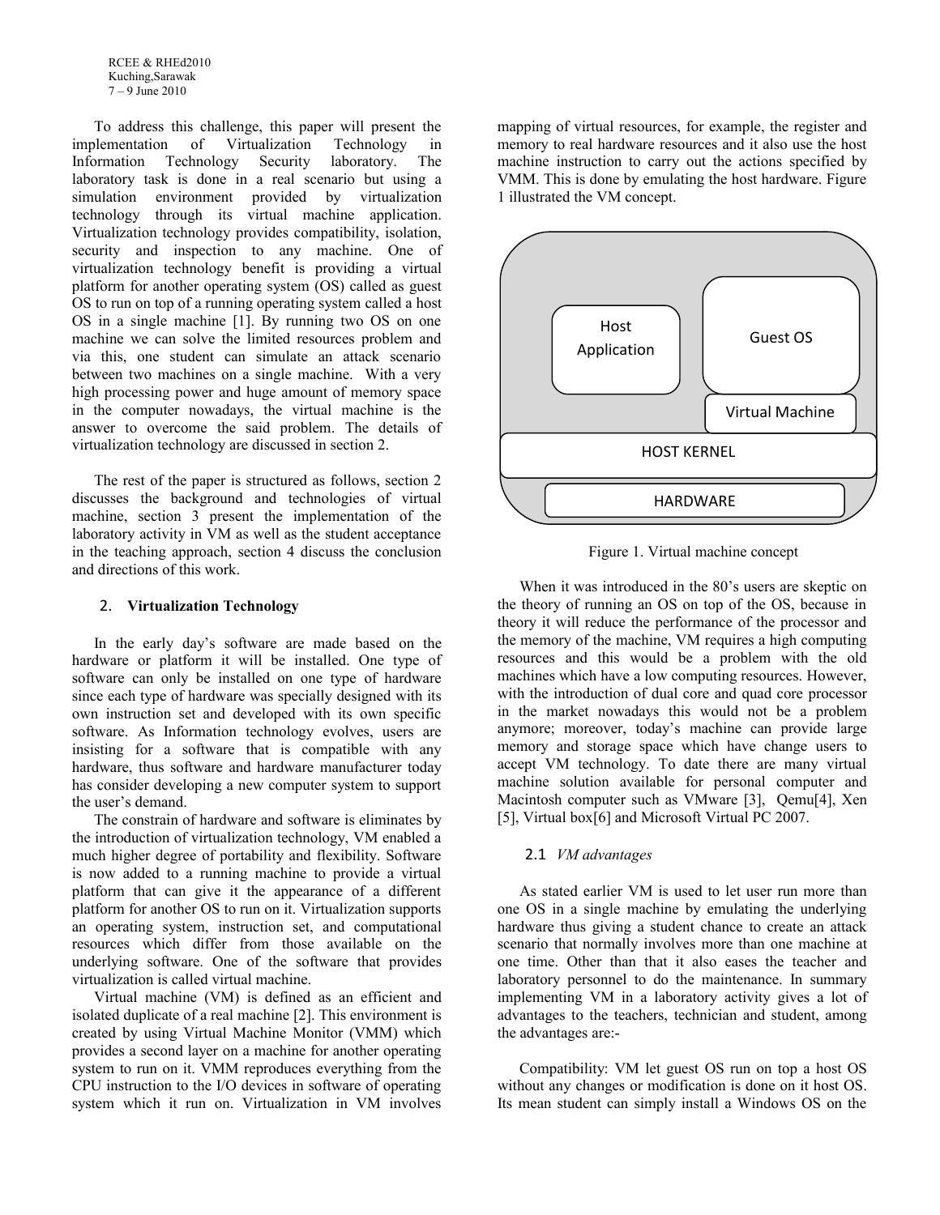To address this challenge, this paper will present the implementation of Virtualization Technology in Information Technology Security laboratory. The laboratory task is done in a real scenario but using a simulation environment provided by virtualization technology through its virtual machine application. Virtualization technology provides compatibility, isolation, security and inspection to any machine. One of virtualization technology benefit is providing a virtual platform for another operating system (OS) called as guest OS to run on top of a running operating system called a host OS in a single machine [1]. By running two OS on one machine we can solve the limited resources problem and via this, one student can simulate an attack scenario between two machines on a single machine. With a very high processing power and huge amount of memory space in the computer nowadays, the virtual machine is the answer to overcome the said problem. The details of virtualization technology are discussed in section 2.

The rest of the paper is structured as follows, section 2 discusses the background and technologies of virtual machine, section 3 present the implementation of the laboratory activity in VM as well as the student acceptance in the teaching approach, section 4 discuss the conclusion and directions of this work.

## 2. **Virtualization Technology**

In the early day's software are made based on the hardware or platform it will be installed. One type of software can only be installed on one type of hardware since each type of hardware was specially designed with its own instruction set and developed with its own specific software. As Information technology evolves, users are insisting for a software that is compatible with any hardware, thus software and hardware manufacturer today has consider developing a new computer system to support the user's demand.

The constrain of hardware and software is eliminates by the introduction of virtualization technology, VM enabled a much higher degree of portability and flexibility. Software is now added to a running machine to provide a virtual platform that can give it the appearance of a different platform for another OS to run on it. Virtualization supports an operating system, instruction set, and computational resources which differ from those available on the underlying software. One of the software that provides virtualization is called virtual machine.

Virtual machine (VM) is defined as an efficient and isolated duplicate of a real machine [2]. This environment is created by using Virtual Machine Monitor (VMM) which provides a second layer on a machine for another operating system to run on it. VMM reproduces everything from the CPU instruction to the I/O devices in software of operating system which it run on. Virtualization in VM involves mapping of virtual resources, for example, the register and memory to real hardware resources and it also use the host machine instruction to carry out the actions specified by VMM. This is done by emulating the host hardware. Figure 1 illustrated the VM concept.

Host Application | Guest OS | Virtual Machine | HOST KERNEL | HARDWARE

Figure 1. Virtual machine concept

When it was introduced in the 80's users are skeptic on the theory of running an OS on top of the OS, because in theory it will reduce the performance of the processor and the memory of the machine, VM requires a high computing resources and this would be a problem with the old machines which have a low computing resources. However, with the introduction of dual core and quad core processor in the market nowadays this would not be a problem anymore; moreover, today's machine can provide large memory and storage space which have change users to accept VM technology. To date there are many virtual machine solution available for personal computer and Macintosh computer such as VMware [3], Qemu[4], Xen [5], Virtual box[6] and Microsoft Virtual PC 2007.

### 2.1 *VM advantages*

As stated earlier VM is used to let user run more than one OS in a single machine by emulating the underlying hardware thus giving a student chance to create an attack scenario that normally involves more than one machine at one time. Other than that it also eases the teacher and laboratory personnel to do the maintenance. In summary implementing VM in a laboratory activity gives a lot of advantages to the teachers, technician and student, among the advantages are:-

Compatibility: VM let guest OS run on top a host OS without any changes or modification is done on it host OS. Its mean student can simply install a Windows OS on the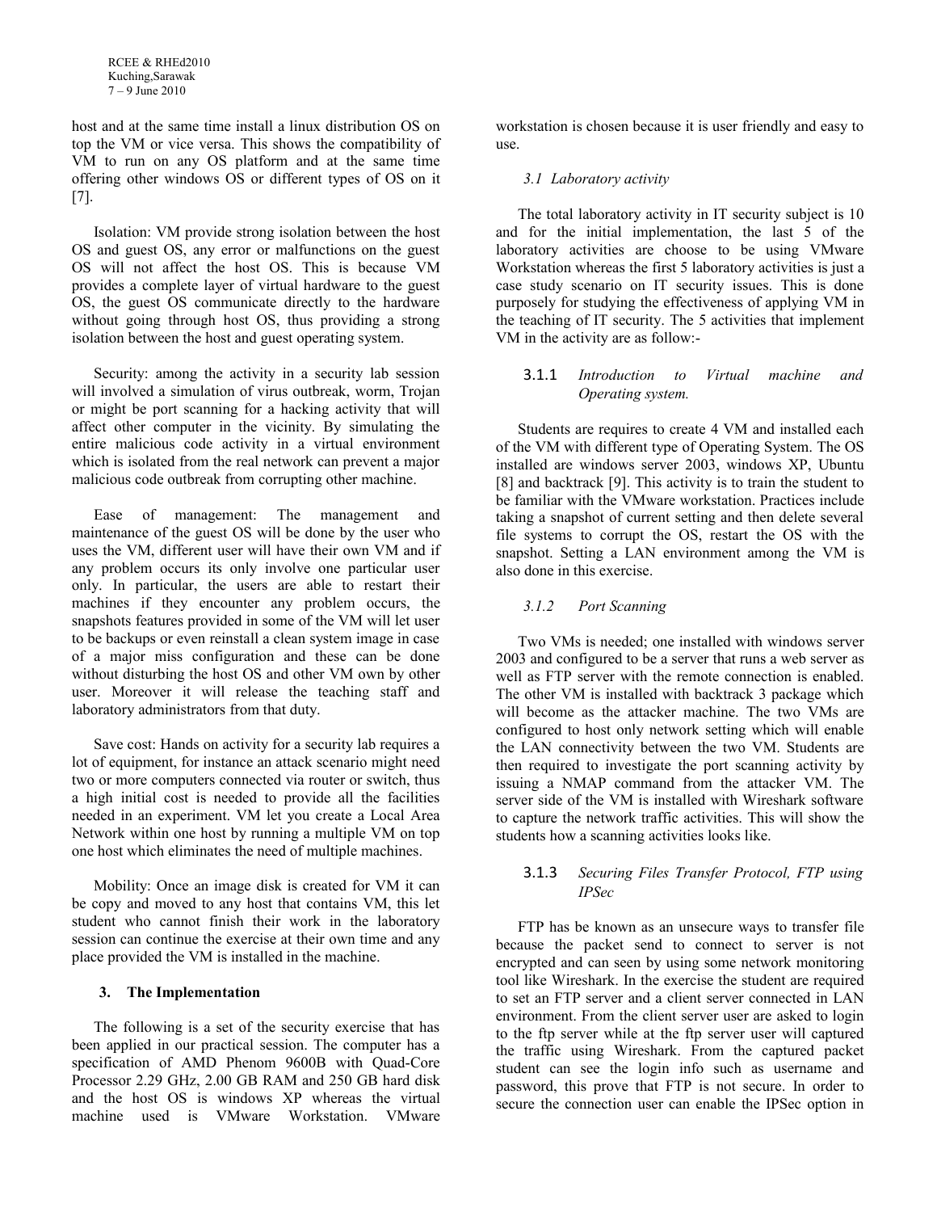host and at the same time install a linux distribution OS on top the VM or vice versa. This shows the compatibility of VM to run on any OS platform and at the same time offering other windows OS or different types of OS on it [7].

Isolation: VM provide strong isolation between the host OS and guest OS, any error or malfunctions on the guest OS will not affect the host OS. This is because VM provides a complete layer of virtual hardware to the guest OS, the guest OS communicate directly to the hardware without going through host OS, thus providing a strong isolation between the host and guest operating system.

Security: among the activity in a security lab session will involved a simulation of virus outbreak, worm, Trojan or might be port scanning for a hacking activity that will affect other computer in the vicinity. By simulating the entire malicious code activity in a virtual environment which is isolated from the real network can prevent a major malicious code outbreak from corrupting other machine.

Ease of management: The management and maintenance of the guest OS will be done by the user who uses the VM, different user will have their own VM and if any problem occurs its only involve one particular user only. In particular, the users are able to restart their machines if they encounter any problem occurs, the snapshots features provided in some of the VM will let user to be backups or even reinstall a clean system image in case of a major miss configuration and these can be done without disturbing the host OS and other VM own by other user. Moreover it will release the teaching staff and laboratory administrators from that duty.

Save cost: Hands on activity for a security lab requires a lot of equipment, for instance an attack scenario might need two or more computers connected via router or switch, thus a high initial cost is needed to provide all the facilities needed in an experiment. VM let you create a Local Area Network within one host by running a multiple VM on top one host which eliminates the need of multiple machines.

Mobility: Once an image disk is created for VM it can be copy and moved to any host that contains VM, this let student who cannot finish their work in the laboratory session can continue the exercise at their own time and any place provided the VM is installed in the machine.

## 3. The Implementation

The following is a set of the security exercise that has been applied in our practical session. The computer has a specification of AMD Phenom 9600B with Quad-Core Processor 2.29 GHz, 2.00 GB RAM and 250 GB hard disk and the host OS is windows XP whereas the virtual machine used is VMware Workstation. VMware workstation is chosen because it is user friendly and easy to use.

### *3.1 Laboratory activity*

The total laboratory activity in IT security subject is 10 and for the initial implementation, the last 5 of the laboratory activities are choose to be using VMware Workstation whereas the first 5 laboratory activities is just a case study scenario on IT security issues. This is done purposely for studying the effectiveness of applying VM in the teaching of IT security. The 5 activities that implement VM in the activity are as follow:-

#### 3.1.1 *Introduction to Virtual machine and Operating system.*

Students are requires to create 4 VM and installed each of the VM with different type of Operating System. The OS installed are windows server 2003, windows XP, Ubuntu [8] and backtrack [9]. This activity is to train the student to be familiar with the VMware workstation. Practices include taking a snapshot of current setting and then delete several file systems to corrupt the OS, restart the OS with the snapshot. Setting a LAN environment among the VM is also done in this exercise.

#### *3.1.2 Port Scanning*

Two VMs is needed; one installed with windows server 2003 and configured to be a server that runs a web server as well as FTP server with the remote connection is enabled. The other VM is installed with backtrack 3 package which will become as the attacker machine. The two VMs are configured to host only network setting which will enable the LAN connectivity between the two VM. Students are then required to investigate the port scanning activity by issuing a NMAP command from the attacker VM. The server side of the VM is installed with Wireshark software to capture the network traffic activities. This will show the students how a scanning activities looks like.

#### 3.1.3 *Securing Files Transfer Protocol, FTP using IPSec*

FTP has be known as an unsecure ways to transfer file because the packet send to connect to server is not encrypted and can seen by using some network monitoring tool like Wireshark. In the exercise the student are required to set an FTP server and a client server connected in LAN environment. From the client server user are asked to login to the ftp server while at the ftp server user will captured the traffic using Wireshark. From the captured packet student can see the login info such as username and password, this prove that FTP is not secure. In order to secure the connection user can enable the IPSec option in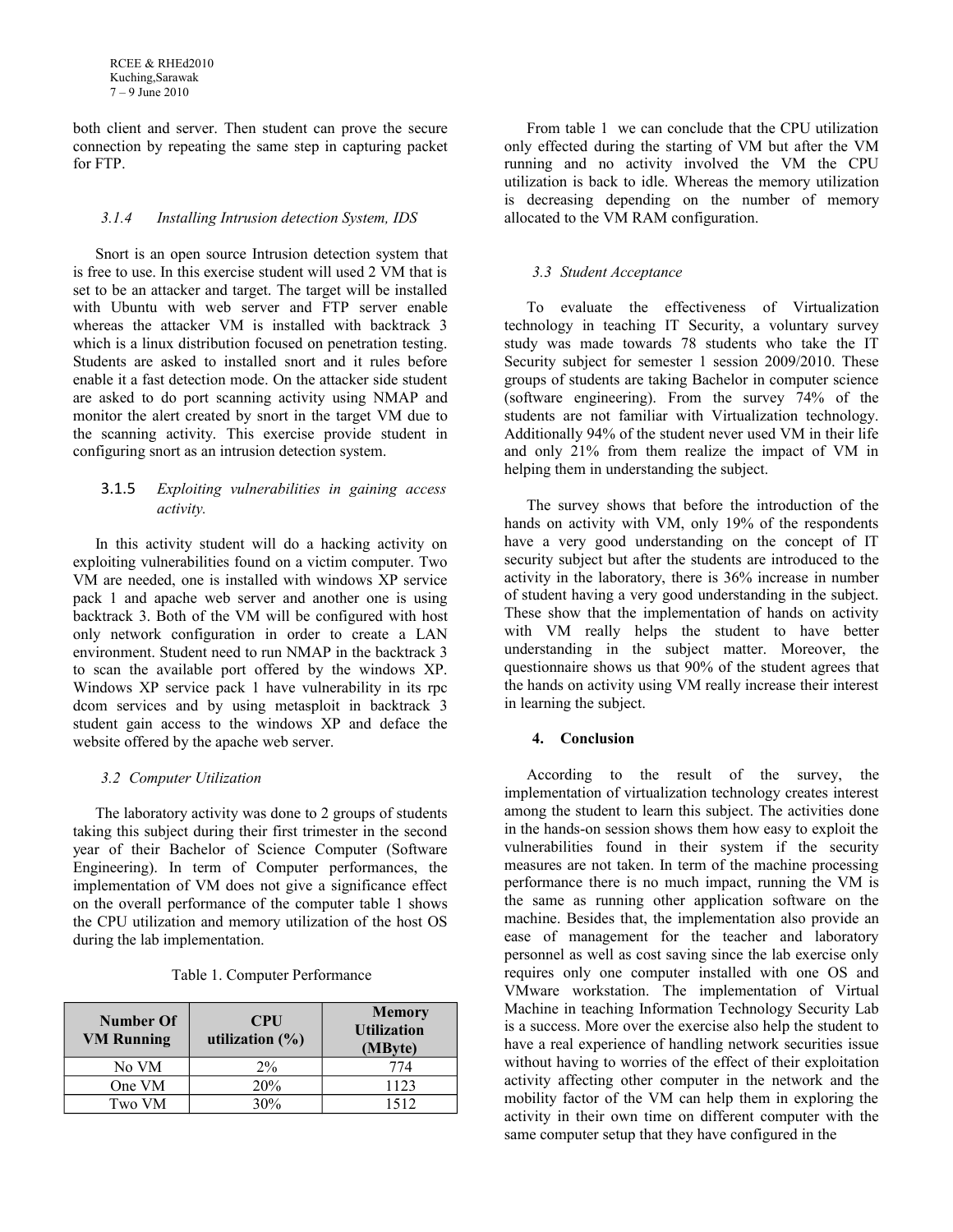both client and server. Then student can prove the secure connection by repeating the same step in capturing packet for FTP.

#### *3.1.4 Installing Intrusion detection System, IDS*

Snort is an open source Intrusion detection system that is free to use. In this exercise student will used 2 VM that is set to be an attacker and target. The target will be installed with Ubuntu with web server and FTP server enable whereas the attacker VM is installed with backtrack 3 which is a linux distribution focused on penetration testing. Students are asked to installed snort and it rules before enable it a fast detection mode. On the attacker side student are asked to do port scanning activity using NMAP and monitor the alert created by snort in the target VM due to the scanning activity. This exercise provide student in configuring snort as an intrusion detection system.

#### 3.1.5 *Exploiting vulnerabilities in gaining access activity.*

In this activity student will do a hacking activity on exploiting vulnerabilities found on a victim computer. Two VM are needed, one is installed with windows XP service pack 1 and apache web server and another one is using backtrack 3. Both of the VM will be configured with host only network configuration in order to create a LAN environment. Student need to run NMAP in the backtrack 3 to scan the available port offered by the windows XP. Windows XP service pack 1 have vulnerability in its rpc dcom services and by using metasploit in backtrack 3 student gain access to the windows XP and deface the website offered by the apache web server.

### *3.2 Computer Utilization*

The laboratory activity was done to 2 groups of students taking this subject during their first trimester in the second year of their Bachelor of Science Computer (Software Engineering). In term of Computer performances, the implementation of VM does not give a significance effect on the overall performance of the computer table 1 shows the CPU utilization and memory utilization of the host OS during the lab implementation.

Table 1. Computer Performance

| Number Of VM Running | CPU utilization (%) | Memory Utilization (MByte) |
|---|---|---|
| No VM | 2% | 774 |
| One VM | 20% | 1123 |
| Two VM | 30% | 1512 |

From table 1 we can conclude that the CPU utilization only effected during the starting of VM but after the VM running and no activity involved the VM the CPU utilization is back to idle. Whereas the memory utilization is decreasing depending on the number of memory allocated to the VM RAM configuration.

### *3.3 Student Acceptance*

To evaluate the effectiveness of Virtualization technology in teaching IT Security, a voluntary survey study was made towards 78 students who take the IT Security subject for semester 1 session 2009/2010. These groups of students are taking Bachelor in computer science (software engineering). From the survey 74% of the students are not familiar with Virtualization technology. Additionally 94% of the student never used VM in their life and only 21% from them realize the impact of VM in helping them in understanding the subject.

The survey shows that before the introduction of the hands on activity with VM, only 19% of the respondents have a very good understanding on the concept of IT security subject but after the students are introduced to the activity in the laboratory, there is 36% increase in number of student having a very good understanding in the subject. These show that the implementation of hands on activity with VM really helps the student to have better understanding in the subject matter. Moreover, the questionnaire shows us that 90% of the student agrees that the hands on activity using VM really increase their interest in learning the subject.

## 4. Conclusion

According to the result of the survey, the implementation of virtualization technology creates interest among the student to learn this subject. The activities done in the hands-on session shows them how easy to exploit the vulnerabilities found in their system if the security measures are not taken. In term of the machine processing performance there is no much impact, running the VM is the same as running other application software on the machine. Besides that, the implementation also provide an ease of management for the teacher and laboratory personnel as well as cost saving since the lab exercise only requires only one computer installed with one OS and VMware workstation. The implementation of Virtual Machine in teaching Information Technology Security Lab is a success. More over the exercise also help the student to have a real experience of handling network securities issue without having to worries of the effect of their exploitation activity affecting other computer in the network and the mobility factor of the VM can help them in exploring the activity in their own time on different computer with the same computer setup that they have configured in the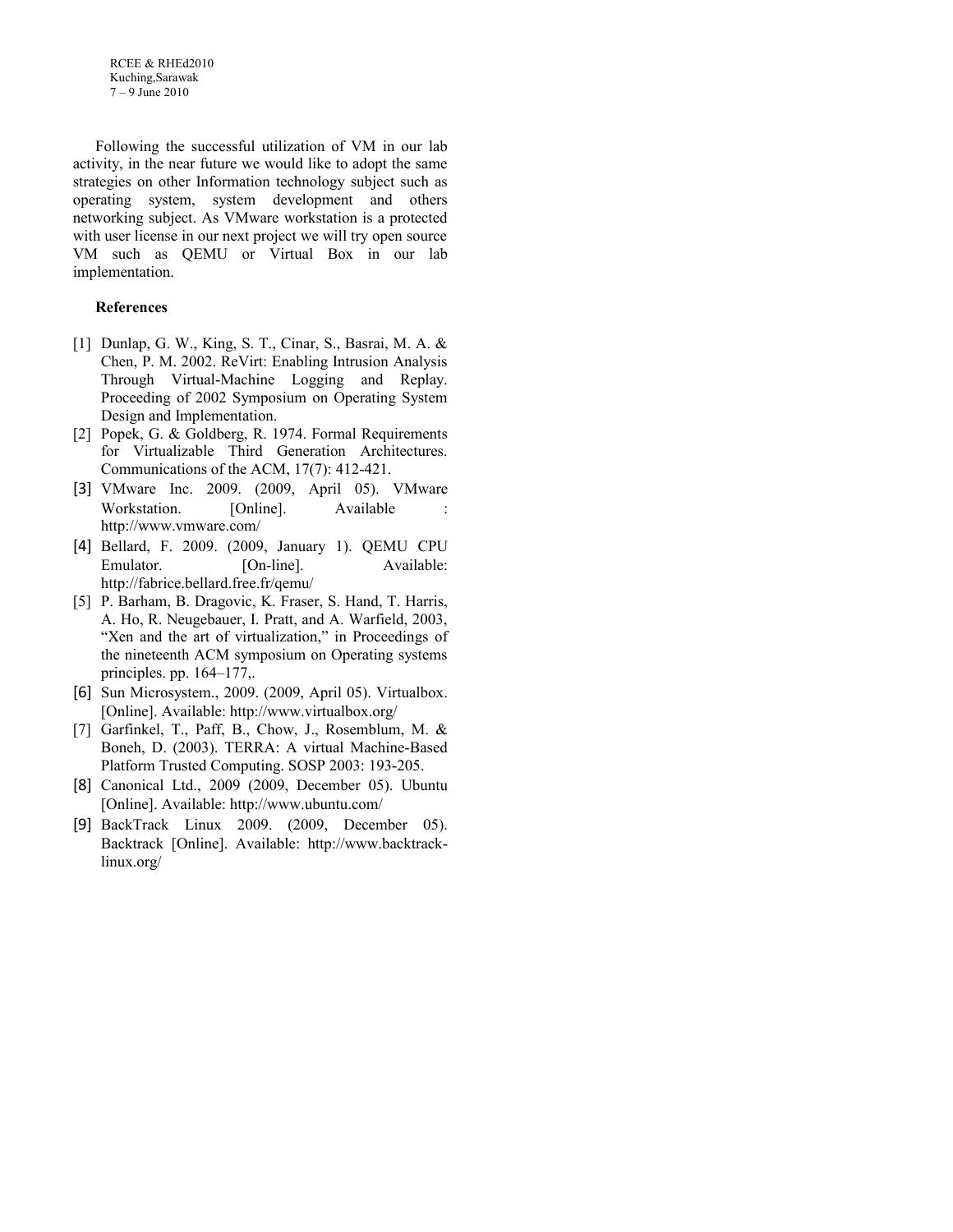Following the successful utilization of VM in our lab activity, in the near future we would like to adopt the same strategies on other Information technology subject such as operating system, system development and others networking subject. As VMware workstation is a protected with user license in our next project we will try open source VM such as QEMU or Virtual Box in our lab implementation.

## References

[1] Dunlap, G. W., King, S. T., Cinar, S., Basrai, M. A. & Chen, P. M. 2002. ReVirt: Enabling Intrusion Analysis Through Virtual-Machine Logging and Replay. Proceeding of 2002 Symposium on Operating System Design and Implementation.

[2] Popek, G. & Goldberg, R. 1974. Formal Requirements for Virtualizable Third Generation Architectures. Communications of the ACM, 17(7): 412-421.

[3] VMware Inc. 2009. (2009, April 05). VMware Workstation. [Online]. Available : http://www.vmware.com/

[4] Bellard, F. 2009. (2009, January 1). QEMU CPU Emulator. [On-line]. Available: http://fabrice.bellard.free.fr/qemu/

[5] P. Barham, B. Dragovic, K. Fraser, S. Hand, T. Harris, A. Ho, R. Neugebauer, I. Pratt, and A. Warfield, 2003, "Xen and the art of virtualization," in Proceedings of the nineteenth ACM symposium on Operating systems principles. pp. 164–177,.

[6] Sun Microsystem., 2009. (2009, April 05). Virtualbox. [Online]. Available: http://www.virtualbox.org/

[7] Garfinkel, T., Paff, B., Chow, J., Rosemblum, M. & Boneh, D. (2003). TERRA: A virtual Machine-Based Platform Trusted Computing. SOSP 2003: 193-205.

[8] Canonical Ltd., 2009 (2009, December 05). Ubuntu [Online]. Available: http://www.ubuntu.com/

[9] BackTrack Linux 2009. (2009, December 05). Backtrack [Online]. Available: http://www.backtrack-linux.org/